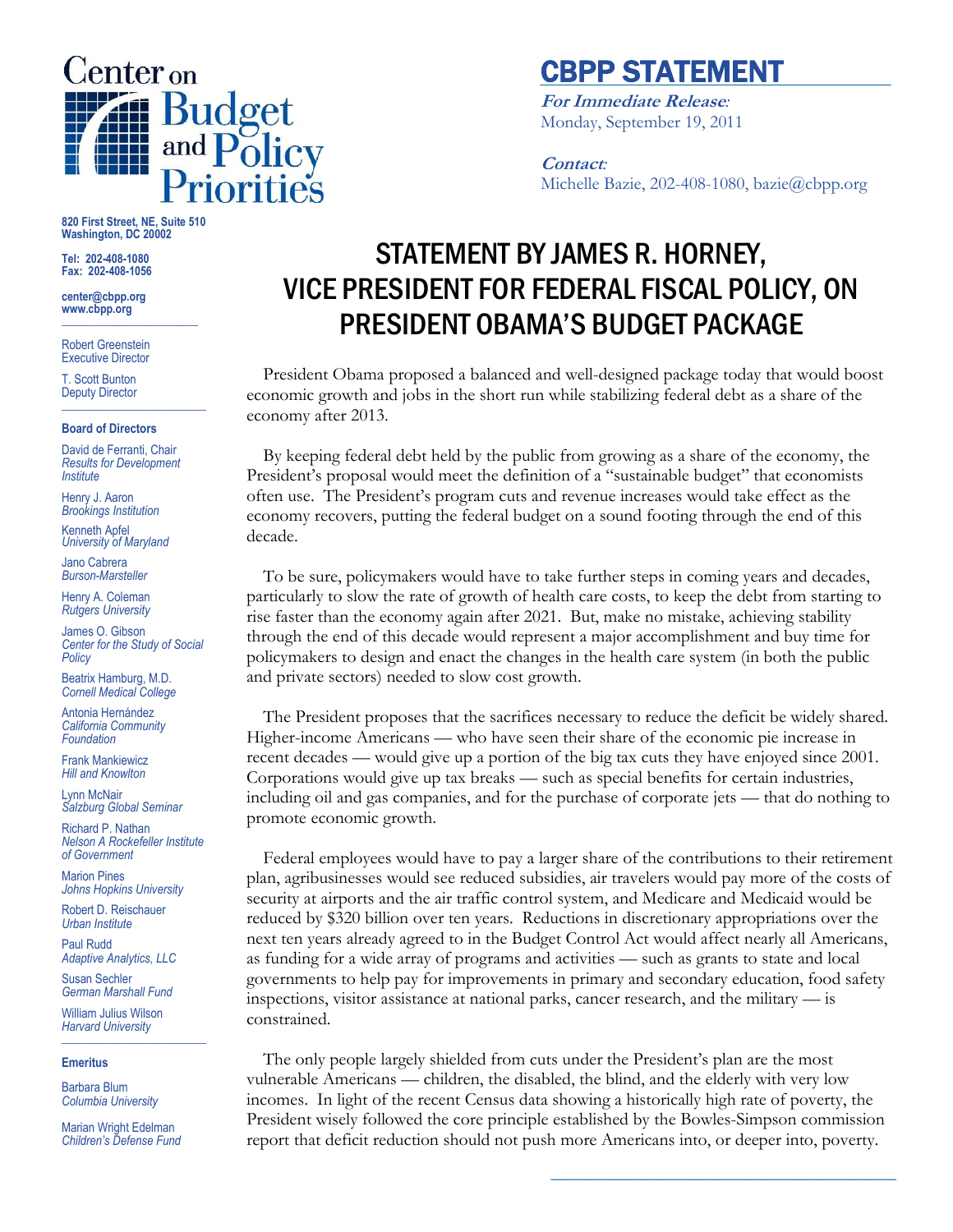# Center on Budget and Policy Priorities

820 First Street, NE, Suite 510
Washington, DC 20002

Tel: 202-408-1080
Fax: 202-408-1056

center@cbpp.org
www.cbpp.org

Robert Greenstein
Executive Director

T. Scott Bunton
Deputy Director

**Board of Directors**

David de Ferranti, Chair
*Results for Development Institute*

Henry J. Aaron
*Brookings Institution*

Kenneth Apfel
*University of Maryland*

Jano Cabrera
*Burson-Marsteller*

Henry A. Coleman
*Rutgers University*

James O. Gibson
*Center for the Study of Social Policy*

Beatrix Hamburg, M.D.
*Cornell Medical College*

Antonia Hernández
*California Community Foundation*

Frank Mankiewicz
*Hill and Knowlton*

Lynn McNair
*Salzburg Global Seminar*

Richard P. Nathan
*Nelson A Rockefeller Institute of Government*

Marion Pines
*Johns Hopkins University*

Robert D. Reischauer
*Urban Institute*

Paul Rudd
*Adaptive Analytics, LLC*

Susan Sechler
*German Marshall Fund*

William Julius Wilson
*Harvard University*

**Emeritus**

Barbara Blum
*Columbia University*

Marian Wright Edelman
*Children's Defense Fund*

## CBPP STATEMENT

***For Immediate Release**:*
Monday, September 19, 2011

***Contact**:*
Michelle Bazie, 202-408-1080, bazie@cbpp.org

# STATEMENT BY JAMES R. HORNEY, VICE PRESIDENT FOR FEDERAL FISCAL POLICY, ON PRESIDENT OBAMA'S BUDGET PACKAGE

President Obama proposed a balanced and well-designed package today that would boost economic growth and jobs in the short run while stabilizing federal debt as a share of the economy after 2013.

By keeping federal debt held by the public from growing as a share of the economy, the President's proposal would meet the definition of a "sustainable budget" that economists often use. The President's program cuts and revenue increases would take effect as the economy recovers, putting the federal budget on a sound footing through the end of this decade.

To be sure, policymakers would have to take further steps in coming years and decades, particularly to slow the rate of growth of health care costs, to keep the debt from starting to rise faster than the economy again after 2021. But, make no mistake, achieving stability through the end of this decade would represent a major accomplishment and buy time for policymakers to design and enact the changes in the health care system (in both the public and private sectors) needed to slow cost growth.

The President proposes that the sacrifices necessary to reduce the deficit be widely shared. Higher-income Americans — who have seen their share of the economic pie increase in recent decades — would give up a portion of the big tax cuts they have enjoyed since 2001. Corporations would give up tax breaks — such as special benefits for certain industries, including oil and gas companies, and for the purchase of corporate jets — that do nothing to promote economic growth.

Federal employees would have to pay a larger share of the contributions to their retirement plan, agribusinesses would see reduced subsidies, air travelers would pay more of the costs of security at airports and the air traffic control system, and Medicare and Medicaid would be reduced by $320 billion over ten years. Reductions in discretionary appropriations over the next ten years already agreed to in the Budget Control Act would affect nearly all Americans, as funding for a wide array of programs and activities — such as grants to state and local governments to help pay for improvements in primary and secondary education, food safety inspections, visitor assistance at national parks, cancer research, and the military — is constrained.

The only people largely shielded from cuts under the President's plan are the most vulnerable Americans — children, the disabled, the blind, and the elderly with very low incomes. In light of the recent Census data showing a historically high rate of poverty, the President wisely followed the core principle established by the Bowles-Simpson commission report that deficit reduction should not push more Americans into, or deeper into, poverty.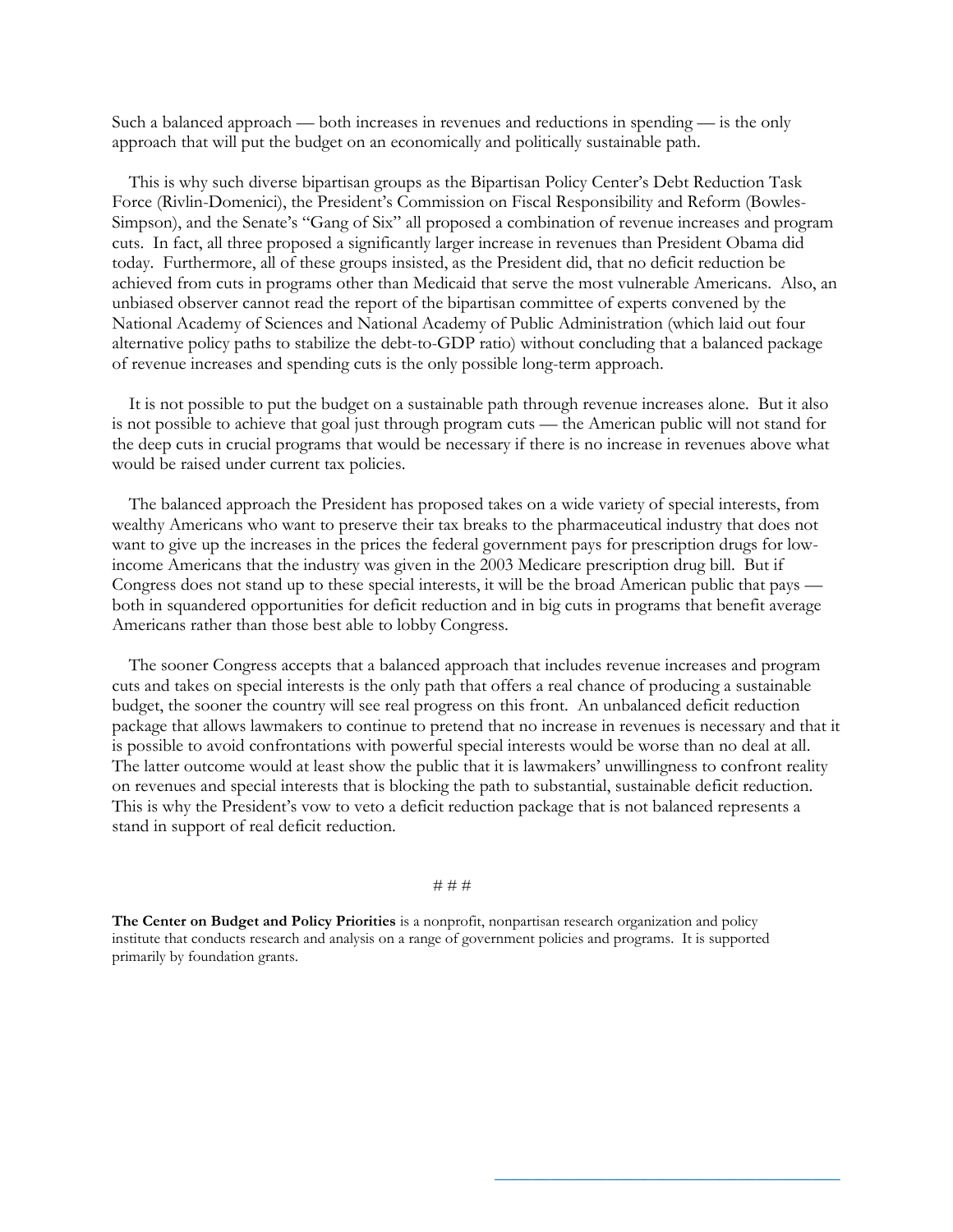Such a balanced approach — both increases in revenues and reductions in spending — is the only approach that will put the budget on an economically and politically sustainable path.

This is why such diverse bipartisan groups as the Bipartisan Policy Center's Debt Reduction Task Force (Rivlin-Domenici), the President's Commission on Fiscal Responsibility and Reform (Bowles-Simpson), and the Senate's "Gang of Six" all proposed a combination of revenue increases and program cuts. In fact, all three proposed a significantly larger increase in revenues than President Obama did today. Furthermore, all of these groups insisted, as the President did, that no deficit reduction be achieved from cuts in programs other than Medicaid that serve the most vulnerable Americans. Also, an unbiased observer cannot read the report of the bipartisan committee of experts convened by the National Academy of Sciences and National Academy of Public Administration (which laid out four alternative policy paths to stabilize the debt-to-GDP ratio) without concluding that a balanced package of revenue increases and spending cuts is the only possible long-term approach.

It is not possible to put the budget on a sustainable path through revenue increases alone. But it also is not possible to achieve that goal just through program cuts — the American public will not stand for the deep cuts in crucial programs that would be necessary if there is no increase in revenues above what would be raised under current tax policies.

The balanced approach the President has proposed takes on a wide variety of special interests, from wealthy Americans who want to preserve their tax breaks to the pharmaceutical industry that does not want to give up the increases in the prices the federal government pays for prescription drugs for low-income Americans that the industry was given in the 2003 Medicare prescription drug bill. But if Congress does not stand up to these special interests, it will be the broad American public that pays — both in squandered opportunities for deficit reduction and in big cuts in programs that benefit average Americans rather than those best able to lobby Congress.

The sooner Congress accepts that a balanced approach that includes revenue increases and program cuts and takes on special interests is the only path that offers a real chance of producing a sustainable budget, the sooner the country will see real progress on this front. An unbalanced deficit reduction package that allows lawmakers to continue to pretend that no increase in revenues is necessary and that it is possible to avoid confrontations with powerful special interests would be worse than no deal at all. The latter outcome would at least show the public that it is lawmakers' unwillingness to confront reality on revenues and special interests that is blocking the path to substantial, sustainable deficit reduction. This is why the President's vow to veto a deficit reduction package that is not balanced represents a stand in support of real deficit reduction.

# # #

**The Center on Budget and Policy Priorities** is a nonprofit, nonpartisan research organization and policy institute that conducts research and analysis on a range of government policies and programs. It is supported primarily by foundation grants.